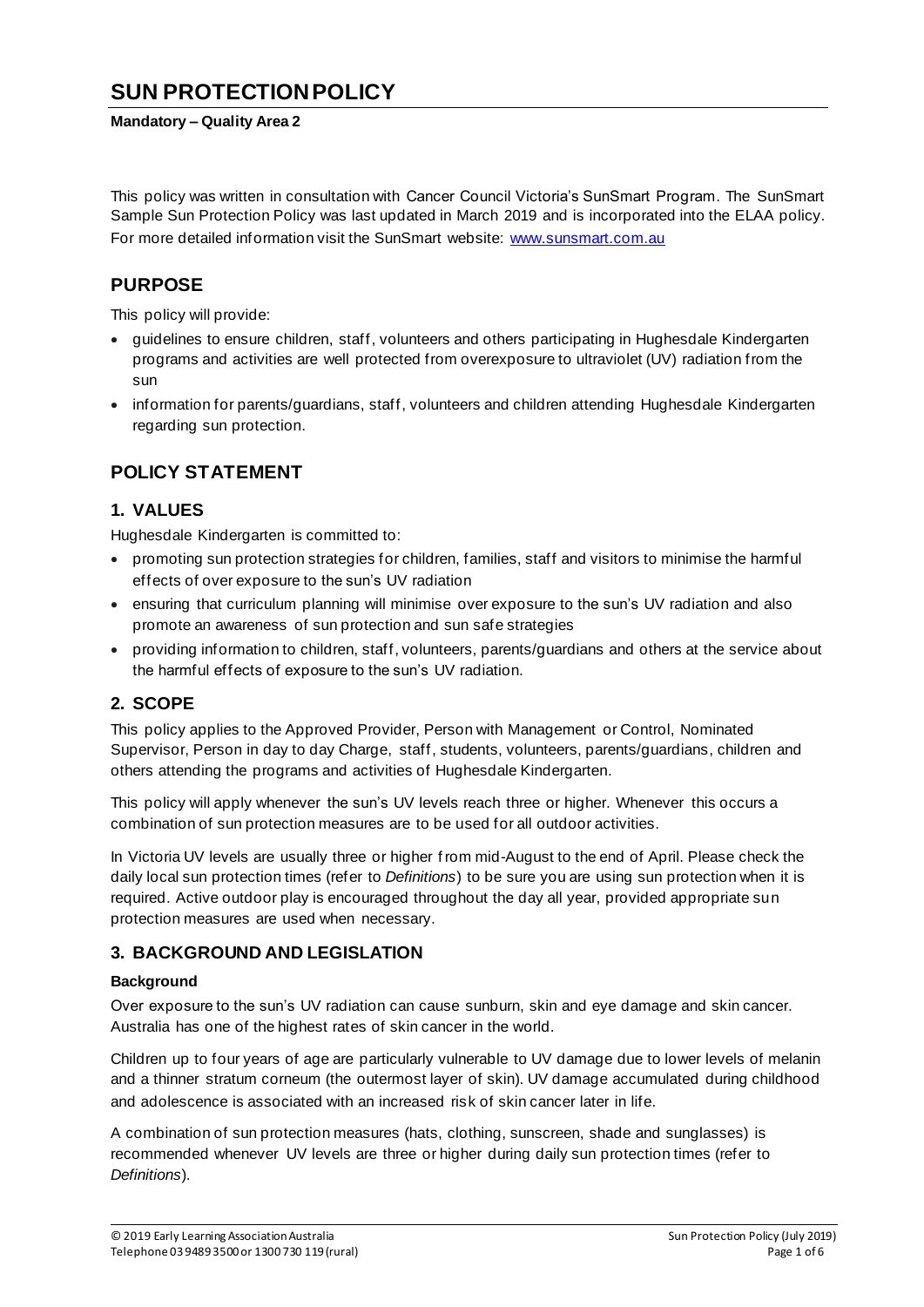# SUN PROTECTION POLICY

**Mandatory – Quality Area 2**

This policy was written in consultation with Cancer Council Victoria's SunSmart Program. The SunSmart Sample Sun Protection Policy was last updated in March 2019 and is incorporated into the ELAA policy. For more detailed information visit the SunSmart website: [www.sunsmart.com.au](www.sunsmart.com.au)

## PURPOSE

This policy will provide:

- guidelines to ensure children, staff, volunteers and others participating in Hughesdale Kindergarten programs and activities are well protected from overexposure to ultraviolet (UV) radiation from the sun
- information for parents/guardians, staff, volunteers and children attending Hughesdale Kindergarten regarding sun protection.

## POLICY STATEMENT

### 1. VALUES

Hughesdale Kindergarten is committed to:

- promoting sun protection strategies for children, families, staff and visitors to minimise the harmful effects of over exposure to the sun's UV radiation
- ensuring that curriculum planning will minimise over exposure to the sun's UV radiation and also promote an awareness of sun protection and sun safe strategies
- providing information to children, staff, volunteers, parents/guardians and others at the service about the harmful effects of exposure to the sun's UV radiation.

### 2. SCOPE

This policy applies to the Approved Provider, Person with Management or Control, Nominated Supervisor, Person in day to day Charge, staff, students, volunteers, parents/guardians, children and others attending the programs and activities of Hughesdale Kindergarten.

This policy will apply whenever the sun's UV levels reach three or higher. Whenever this occurs a combination of sun protection measures are to be used for all outdoor activities.

In Victoria UV levels are usually three or higher from mid-August to the end of April. Please check the daily local sun protection times (refer to *Definitions*) to be sure you are using sun protection when it is required. Active outdoor play is encouraged throughout the day all year, provided appropriate sun protection measures are used when necessary.

### 3. BACKGROUND AND LEGISLATION

**Background**

Over exposure to the sun's UV radiation can cause sunburn, skin and eye damage and skin cancer. Australia has one of the highest rates of skin cancer in the world.

Children up to four years of age are particularly vulnerable to UV damage due to lower levels of melanin and a thinner stratum corneum (the outermost layer of skin). UV damage accumulated during childhood and adolescence is associated with an increased risk of skin cancer later in life.

A combination of sun protection measures (hats, clothing, sunscreen, shade and sunglasses) is recommended whenever UV levels are three or higher during daily sun protection times (refer to *Definitions*).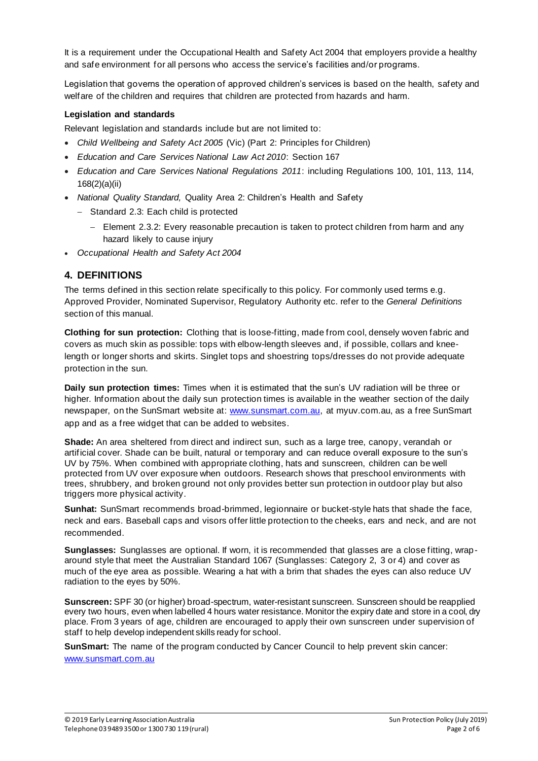It is a requirement under the Occupational Health and Safety Act 2004 that employers provide a healthy and safe environment for all persons who access the service's facilities and/or programs.

Legislation that governs the operation of approved children's services is based on the health, safety and welfare of the children and requires that children are protected from hazards and harm.

**Legislation and standards**

Relevant legislation and standards include but are not limited to:

- *Child Wellbeing and Safety Act 2005* (Vic) (Part 2: Principles for Children)
- *Education and Care Services National Law Act 2010*: Section 167
- *Education and Care Services National Regulations 2011*: including Regulations 100, 101, 113, 114, 168(2)(a)(ii)
- *National Quality Standard,* Quality Area 2: Children's Health and Safety
  - Standard 2.3: Each child is protected
    - Element 2.3.2: Every reasonable precaution is taken to protect children from harm and any hazard likely to cause injury
- *Occupational Health and Safety Act 2004*

## 4. DEFINITIONS

The terms defined in this section relate specifically to this policy. For commonly used terms e.g. Approved Provider, Nominated Supervisor, Regulatory Authority etc. refer to the *General Definitions* section of this manual.

**Clothing for sun protection:** Clothing that is loose-fitting, made from cool, densely woven fabric and covers as much skin as possible: tops with elbow-length sleeves and, if possible, collars and knee-length or longer shorts and skirts. Singlet tops and shoestring tops/dresses do not provide adequate protection in the sun.

**Daily sun protection times:** Times when it is estimated that the sun's UV radiation will be three or higher. Information about the daily sun protection times is available in the weather section of the daily newspaper, on the SunSmart website at: www.sunsmart.com.au, at myuv.com.au, as a free SunSmart app and as a free widget that can be added to websites.

**Shade:** An area sheltered from direct and indirect sun, such as a large tree, canopy, verandah or artificial cover. Shade can be built, natural or temporary and can reduce overall exposure to the sun's UV by 75%. When combined with appropriate clothing, hats and sunscreen, children can be well protected from UV over exposure when outdoors. Research shows that preschool environments with trees, shrubbery, and broken ground not only provides better sun protection in outdoor play but also triggers more physical activity.

**Sunhat:** SunSmart recommends broad-brimmed, legionnaire or bucket-style hats that shade the face, neck and ears. Baseball caps and visors offer little protection to the cheeks, ears and neck, and are not recommended.

**Sunglasses:** Sunglasses are optional. If worn, it is recommended that glasses are a close fitting, wrap-around style that meet the Australian Standard 1067 (Sunglasses: Category 2, 3 or 4) and cover as much of the eye area as possible. Wearing a hat with a brim that shades the eyes can also reduce UV radiation to the eyes by 50%.

**Sunscreen:** SPF 30 (or higher) broad-spectrum, water-resistant sunscreen. Sunscreen should be reapplied every two hours, even when labelled 4 hours water resistance. Monitor the expiry date and store in a cool, dry place. From 3 years of age, children are encouraged to apply their own sunscreen under supervision of staff to help develop independent skills ready for school.

**SunSmart:** The name of the program conducted by Cancer Council to help prevent skin cancer: www.sunsmart.com.au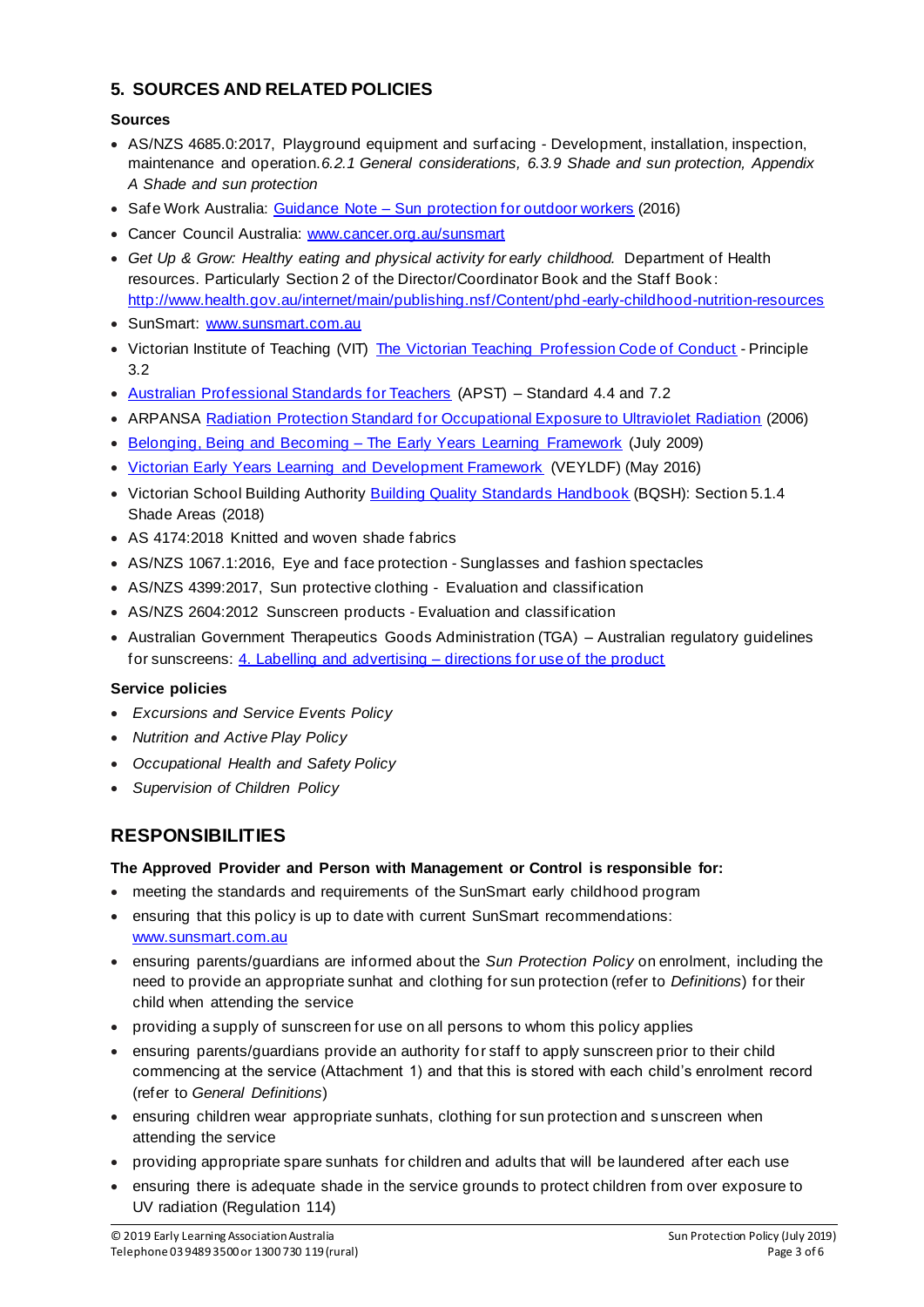## 5. SOURCES AND RELATED POLICIES

### Sources

- AS/NZS 4685.0:2017, Playground equipment and surfacing - Development, installation, inspection, maintenance and operation. *6.2.1 General considerations, 6.3.9 Shade and sun protection, Appendix A Shade and sun protection*
- Safe Work Australia: Guidance Note – Sun protection for outdoor workers (2016)
- Cancer Council Australia: www.cancer.org.au/sunsmart
- *Get Up & Grow: Healthy eating and physical activity for early childhood.* Department of Health resources. Particularly Section 2 of the Director/Coordinator Book and the Staff Book: http://www.health.gov.au/internet/main/publishing.nsf/Content/phd-early-childhood-nutrition-resources
- SunSmart: www.sunsmart.com.au
- Victorian Institute of Teaching (VIT) The Victorian Teaching Profession Code of Conduct - Principle 3.2
- Australian Professional Standards for Teachers (APST) – Standard 4.4 and 7.2
- ARPANSA Radiation Protection Standard for Occupational Exposure to Ultraviolet Radiation (2006)
- Belonging, Being and Becoming – The Early Years Learning Framework (July 2009)
- Victorian Early Years Learning and Development Framework (VEYLDF) (May 2016)
- Victorian School Building Authority Building Quality Standards Handbook (BQSH): Section 5.1.4 Shade Areas (2018)
- AS 4174:2018 Knitted and woven shade fabrics
- AS/NZS 1067.1:2016, Eye and face protection - Sunglasses and fashion spectacles
- AS/NZS 4399:2017, Sun protective clothing - Evaluation and classification
- AS/NZS 2604:2012 Sunscreen products - Evaluation and classification
- Australian Government Therapeutics Goods Administration (TGA) – Australian regulatory guidelines for sunscreens: 4. Labelling and advertising – directions for use of the product

### Service policies

- *Excursions and Service Events Policy*
- *Nutrition and Active Play Policy*
- *Occupational Health and Safety Policy*
- *Supervision of Children Policy*

## RESPONSIBILITIES

**The Approved Provider and Person with Management or Control is responsible for:**

- meeting the standards and requirements of the SunSmart early childhood program
- ensuring that this policy is up to date with current SunSmart recommendations: www.sunsmart.com.au
- ensuring parents/guardians are informed about the *Sun Protection Policy* on enrolment, including the need to provide an appropriate sunhat and clothing for sun protection (refer to *Definitions*) for their child when attending the service
- providing a supply of sunscreen for use on all persons to whom this policy applies
- ensuring parents/guardians provide an authority for staff to apply sunscreen prior to their child commencing at the service (Attachment 1) and that this is stored with each child's enrolment record (refer to *General Definitions*)
- ensuring children wear appropriate sunhats, clothing for sun protection and sunscreen when attending the service
- providing appropriate spare sunhats for children and adults that will be laundered after each use
- ensuring there is adequate shade in the service grounds to protect children from over exposure to UV radiation (Regulation 114)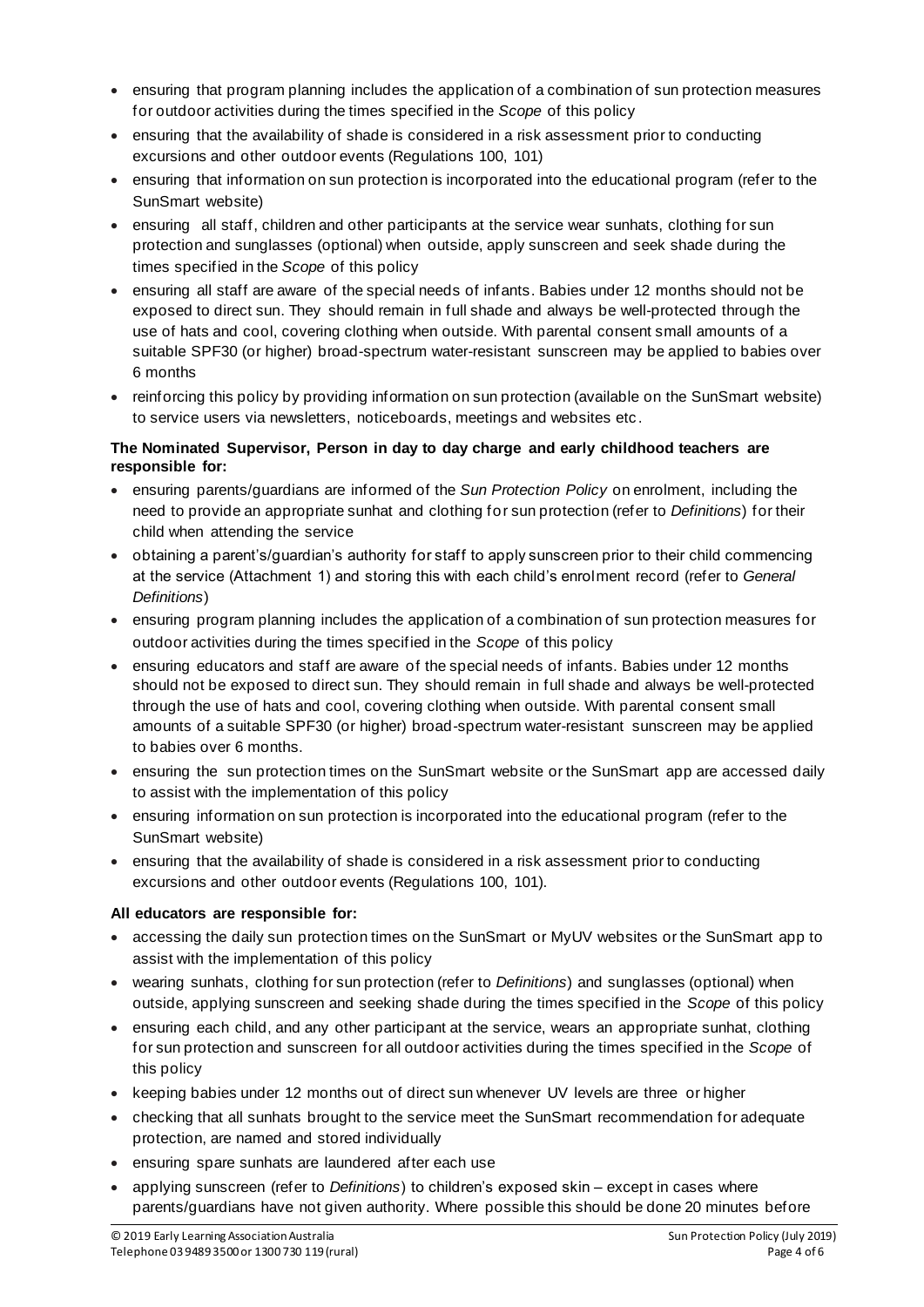- ensuring that program planning includes the application of a combination of sun protection measures for outdoor activities during the times specified in the *Scope* of this policy
- ensuring that the availability of shade is considered in a risk assessment prior to conducting excursions and other outdoor events (Regulations 100, 101)
- ensuring that information on sun protection is incorporated into the educational program (refer to the SunSmart website)
- ensuring all staff, children and other participants at the service wear sunhats, clothing for sun protection and sunglasses (optional) when outside, apply sunscreen and seek shade during the times specified in the *Scope* of this policy
- ensuring all staff are aware of the special needs of infants. Babies under 12 months should not be exposed to direct sun. They should remain in full shade and always be well-protected through the use of hats and cool, covering clothing when outside. With parental consent small amounts of a suitable SPF30 (or higher) broad-spectrum water-resistant sunscreen may be applied to babies over 6 months
- reinforcing this policy by providing information on sun protection (available on the SunSmart website) to service users via newsletters, noticeboards, meetings and websites etc.

**The Nominated Supervisor, Person in day to day charge and early childhood teachers are responsible for:**

- ensuring parents/guardians are informed of the *Sun Protection Policy* on enrolment, including the need to provide an appropriate sunhat and clothing for sun protection (refer to *Definitions*) for their child when attending the service
- obtaining a parent's/guardian's authority for staff to apply sunscreen prior to their child commencing at the service (Attachment 1) and storing this with each child's enrolment record (refer *General Definitions*)
- ensuring program planning includes the application of a combination of sun protection measures for outdoor activities during the times specified in the *Scope* of this policy
- ensuring educators and staff are aware of the special needs of infants. Babies under 12 months should not be exposed to direct sun. They should remain in full shade and always be well-protected through the use of hats and cool, covering clothing when outside. With parental consent small amounts of a suitable SPF30 (or higher) broad-spectrum water-resistant sunscreen may be applied to babies over 6 months.
- ensuring the sun protection times on the SunSmart website or the SunSmart app are accessed daily to assist with the implementation of this policy
- ensuring information on sun protection is incorporated into the educational program (refer to the SunSmart website)
- ensuring that the availability of shade is considered in a risk assessment prior to conducting excursions and other outdoor events (Regulations 100, 101).

**All educators are responsible for:**

- accessing the daily sun protection times on the SunSmart or MyUV websites or the SunSmart app to assist with the implementation of this policy
- wearing sunhats, clothing for sun protection (refer to *Definitions*) and sunglasses (optional) when outside, applying sunscreen and seeking shade during the times specified in the *Scope* of this policy
- ensuring each child, and any other participant at the service, wears an appropriate sunhat, clothing for sun protection and sunscreen for all outdoor activities during the times specified in the *Scope* of this policy
- keeping babies under 12 months out of direct sun whenever UV levels are three or higher
- checking that all sunhats brought to the service meet the SunSmart recommendation for adequate protection, are named and stored individually
- ensuring spare sunhats are laundered after each use
- applying sunscreen (refer to *Definitions*) to children's exposed skin – except in cases where parents/guardians have not given authority. Where possible this should be done 20 minutes before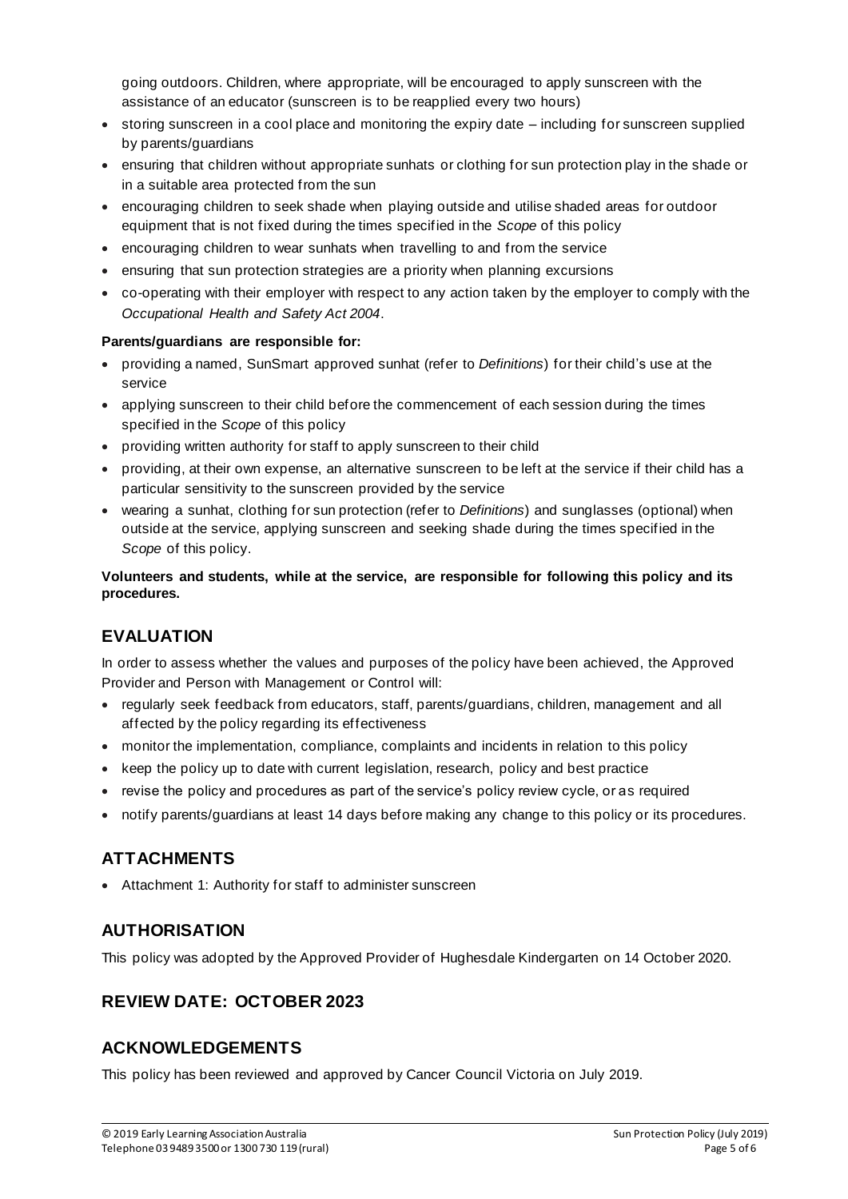going outdoors. Children, where appropriate, will be encouraged to apply sunscreen with the assistance of an educator (sunscreen is to be reapplied every two hours)

- storing sunscreen in a cool place and monitoring the expiry date – including for sunscreen supplied by parents/guardians
- ensuring that children without appropriate sunhats or clothing for sun protection play in the shade or in a suitable area protected from the sun
- encouraging children to seek shade when playing outside and utilise shaded areas for outdoor equipment that is not fixed during the times specified in the *Scope* of this policy
- encouraging children to wear sunhats when travelling to and from the service
- ensuring that sun protection strategies are a priority when planning excursions
- co-operating with their employer with respect to any action taken by the employer to comply with the *Occupational Health and Safety Act 2004*.

**Parents/guardians are responsible for:**

- providing a named, SunSmart approved sunhat (refer to *Definitions*) for their child's use at the service
- applying sunscreen to their child before the commencement of each session during the times specified in the *Scope* of this policy
- providing written authority for staff to apply sunscreen to their child
- providing, at their own expense, an alternative sunscreen to be left at the service if their child has a particular sensitivity to the sunscreen provided by the service
- wearing a sunhat, clothing for sun protection (refer to *Definitions*) and sunglasses (optional) when outside at the service, applying sunscreen and seeking shade during the times specified in the *Scope* of this policy.

**Volunteers and students, while at the service, are responsible for following this policy and its procedures.**

## EVALUATION

In order to assess whether the values and purposes of the policy have been achieved, the Approved Provider and Person with Management or Control will:

- regularly seek feedback from educators, staff, parents/guardians, children, management and all affected by the policy regarding its effectiveness
- monitor the implementation, compliance, complaints and incidents in relation to this policy
- keep the policy up to date with current legislation, research, policy and best practice
- revise the policy and procedures as part of the service's policy review cycle, or as required
- notify parents/guardians at least 14 days before making any change to this policy or its procedures.

## ATTACHMENTS

- Attachment 1: Authority for staff to administer sunscreen

## AUTHORISATION

This policy was adopted by the Approved Provider of Hughesdale Kindergarten on 14 October 2020.

## REVIEW DATE: OCTOBER 2023

## ACKNOWLEDGEMENTS

This policy has been reviewed and approved by Cancer Council Victoria on July 2019.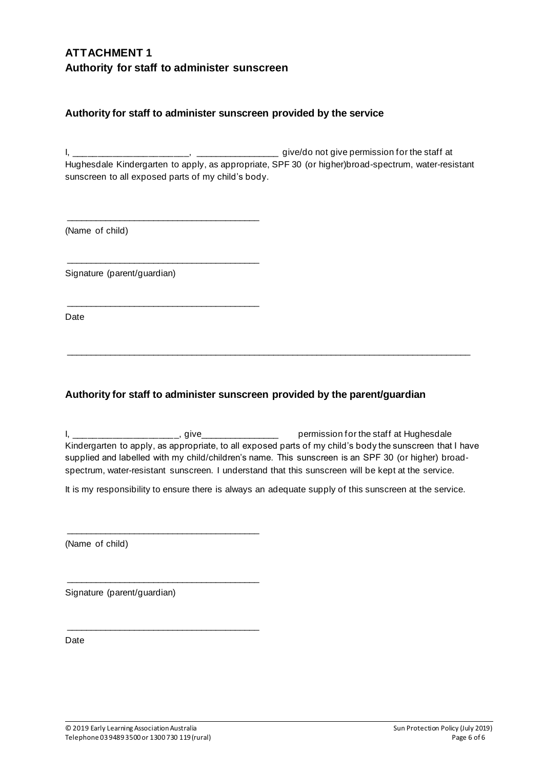## ATTACHMENT 1
## Authority for staff to administer sunscreen

### Authority for staff to administer sunscreen provided by the service

I, ______________________, ________________ give/do not give permission for the staff at Hughesdale Kindergarten to apply, as appropriate, SPF 30 (or higher)broad-spectrum, water-resistant sunscreen to all exposed parts of my child's body.

______________________________________

(Name of child)

______________________________________

Signature (parent/guardian)

______________________________________

Date

---

### Authority for staff to administer sunscreen provided by the parent/guardian

I, ____________________, give_______________ permission for the staff at Hughesdale Kindergarten to apply, as appropriate, to all exposed parts of my child's body the sunscreen that I have supplied and labelled with my child/children's name. This sunscreen is an SPF 30 (or higher) broad-spectrum, water-resistant sunscreen. I understand that this sunscreen will be kept at the service.

It is my responsibility to ensure there is always an adequate supply of this sunscreen at the service.

______________________________________

(Name of child)

______________________________________

Signature (parent/guardian)

______________________________________

Date

© 2019 Early Learning Association Australia
Telephone 03 9489 3500 or 1300 730 119 (rural)

Sun Protection Policy (July 2019)